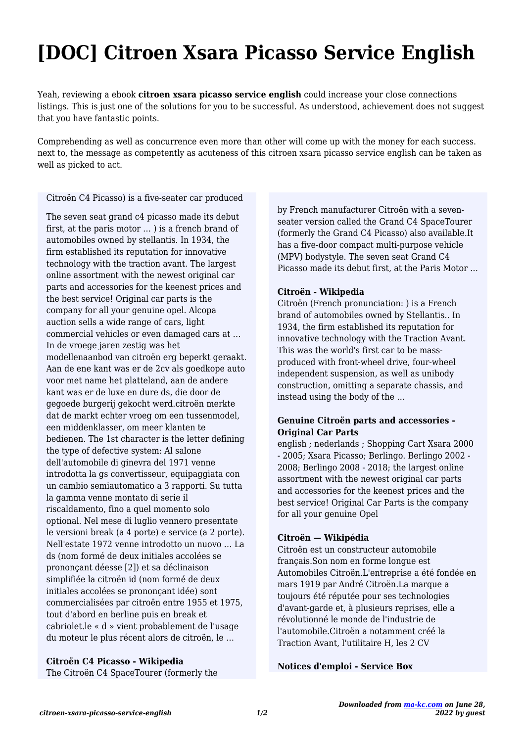# [DOC] Citroen Xsara Picasso Service English

Yeah, reviewing a ebook **citroen xsara picasso service english** could increase your close connections listings. This is just one of the solutions for you to be successful. As understood, achievement does not suggest that you have fantastic points.

Comprehending as well as concurrence even more than other will come up with the money for each success. next to, the message as competently as acuteness of this citroen xsara picasso service english can be taken as well as picked to act.

Citroën C4 Picasso) is a five-seater car produced

The seven seat grand c4 picasso made its debut first, at the paris motor … ) is a french brand of automobiles owned by stellantis. In 1934, the firm established its reputation for innovative technology with the traction avant. The largest online assortment with the newest original car parts and accessories for the keenest prices and the best service! Original car parts is the company for all your genuine opel. Alcopa auction sells a wide range of cars, light commercial vehicles or even damaged cars at … In de vroege jaren zestig was het modellenaanbod van citroën erg beperkt geraakt. Aan de ene kant was er de 2cv als goedkope auto voor met name het platteland, aan de andere kant was er de luxe en dure ds, die door de gegoede burgerij gekocht werd.citroën merkte dat de markt echter vroeg om een tussenmodel, een middenklasser, om meer klanten te bedienen. The 1st character is the letter defining the type of defective system: Al salone dell'automobile di ginevra del 1971 venne introdotta la gs convertisseur, equipaggiata con un cambio semiautomatico a 3 rapporti. Su tutta la gamma venne montato di serie il riscaldamento, fino a quel momento solo optional. Nel mese di luglio vennero presentate le versioni break (a 4 porte) e service (a 2 porte). Nell'estate 1972 venne introdotto un nuovo … La ds (nom formé de deux initiales accolées se prononçant déesse [2]) et sa déclinaison simplifiée la citroën id (nom formé de deux initiales accolées se prononçant idée) sont commercialisées par citroën entre 1955 et 1975, tout d'abord en berline puis en break et cabriolet.le « d » vient probablement de l'usage du moteur le plus récent alors de citroën, le …

**Citroën C4 Picasso - Wikipedia**

The Citroën C4 SpaceTourer (formerly the Citroën C4 Picasso) is a five-seater car produced by French manufacturer Citroën with a seven-seater version called the Grand C4 SpaceTourer (formerly the Grand C4 Picasso) also available.It has a five-door compact multi-purpose vehicle (MPV) bodystyle. The seven seat Grand C4 Picasso made its debut first, at the Paris Motor …

**Citroën - Wikipedia**

Citroën (French pronunciation: ) is a French brand of automobiles owned by Stellantis.. In 1934, the firm established its reputation for innovative technology with the Traction Avant. This was the world's first car to be mass-produced with front-wheel drive, four-wheel independent suspension, as well as unibody construction, omitting a separate chassis, and instead using the body of the …

**Genuine Citroën parts and accessories - Original Car Parts**

english ; nederlands ; Shopping Cart Xsara 2000 - 2005; Xsara Picasso; Berlingo. Berlingo 2002 - 2008; Berlingo 2008 - 2018; the largest online assortment with the newest original car parts and accessories for the keenest prices and the best service! Original Car Parts is the company for all your genuine Opel

**Citroën — Wikipédia**

Citroën est un constructeur automobile français.Son nom en forme longue est Automobiles Citroën.L'entreprise a été fondée en mars 1919 par André Citroën.La marque a toujours été réputée pour ses technologies d'avant-garde et, à plusieurs reprises, elle a révolutionné le monde de l'industrie de l'automobile.Citroën a notamment créé la Traction Avant, l'utilitaire H, les 2 CV

**Notices d'emploi - Service Box**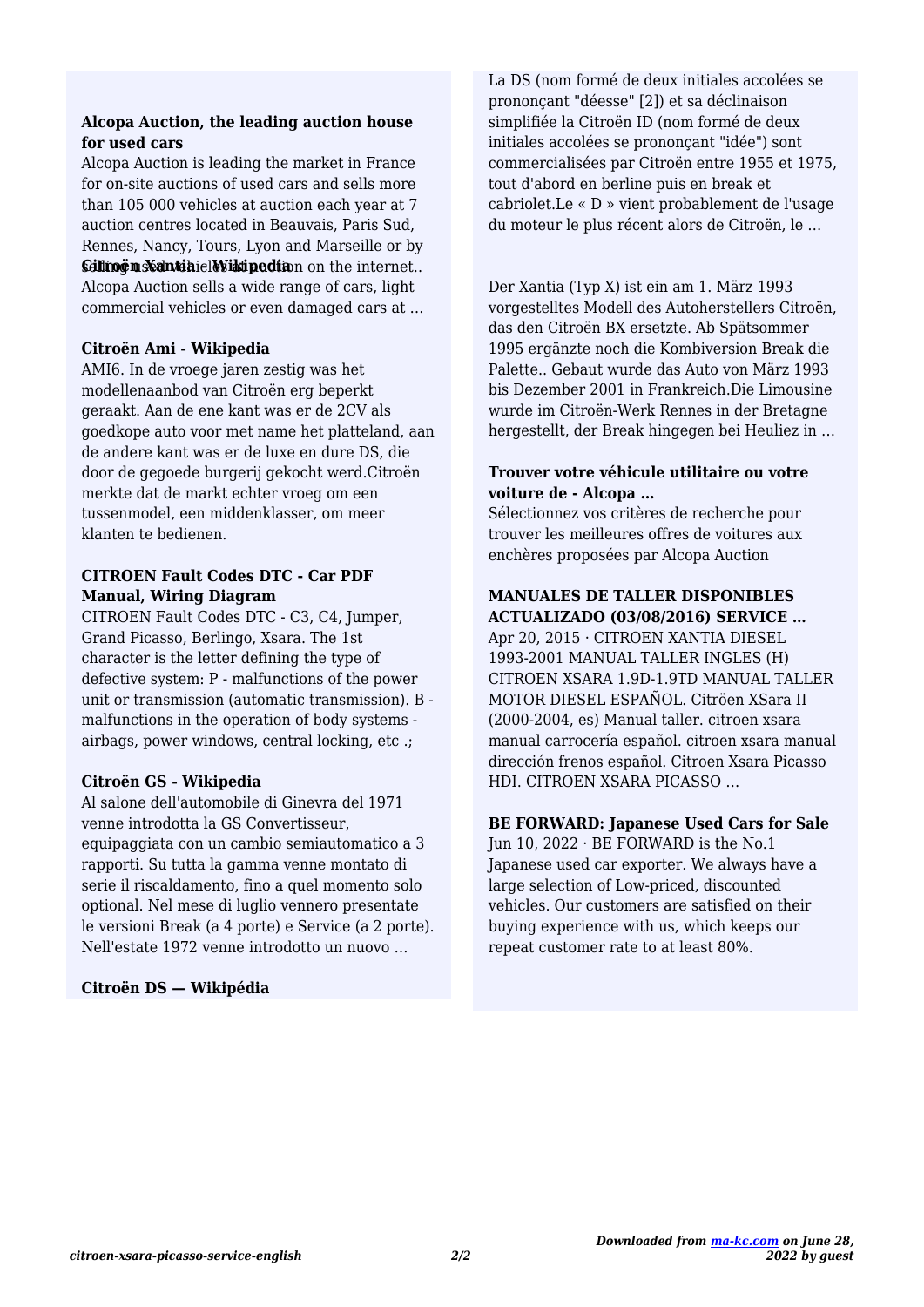**Alcopa Auction, the leading auction house for used cars**

Alcopa Auction is leading the market in France for on-site auctions of used cars and sells more than 105 000 vehicles at auction each year at 7 auction centres located in Beauvais, Paris Sud, Rennes, Nancy, Tours, Lyon and Marseille or by selling used vehicles at auction on the internet.. Alcopa Auction sells a wide range of cars, light commercial vehicles or even damaged cars at …

**Citroën Ami - Wikipedia**

AMI6. In de vroege jaren zestig was het modellenaanbod van Citroën erg beperkt geraakt. Aan de ene kant was er de 2CV als goedkope auto voor met name het platteland, aan de andere kant was er de luxe en dure DS, die door de gegoede burgerij gekocht werd.Citroën merkte dat de markt echter vroeg om een tussenmodel, een middenklasser, om meer klanten te bedienen.

**CITROEN Fault Codes DTC - Car PDF Manual, Wiring Diagram**

CITROEN Fault Codes DTC - C3, C4, Jumper, Grand Picasso, Berlingo, Xsara. The 1st character is the letter defining the type of defective system: P - malfunctions of the power unit or transmission (automatic transmission). B - malfunctions in the operation of body systems - airbags, power windows, central locking, etc .;

**Citroën GS - Wikipedia**

Al salone dell'automobile di Ginevra del 1971 venne introdotta la GS Convertisseur, equipaggiata con un cambio semiautomatico a 3 rapporti. Su tutta la gamma venne montato di serie il riscaldamento, fino a quel momento solo optional. Nel mese di luglio vennero presentate le versioni Break (a 4 porte) e Service (a 2 porte). Nell'estate 1972 venne introdotto un nuovo …

**Citroën DS — Wikipédia**

La DS (nom formé de deux initiales accolées se prononçant "déesse" [2]) et sa déclinaison simplifiée la Citroën ID (nom formé de deux initiales accolées se prononçant "idée") sont commercialisées par Citroën entre 1955 et 1975, tout d'abord en berline puis en break et cabriolet.Le « D » vient probablement de l'usage du moteur le plus récent alors de Citroën, le …

**Citroën Xantia - Wikipedia**

Der Xantia (Typ X) ist ein am 1. März 1993 vorgestelltes Modell des Autoherstellers Citroën, das den Citroën BX ersetzte. Ab Spätsommer 1995 ergänzte noch die Kombiversion Break die Palette.. Gebaut wurde das Auto von März 1993 bis Dezember 2001 in Frankreich.Die Limousine wurde im Citroën-Werk Rennes in der Bretagne hergestellt, der Break hingegen bei Heuliez in …

**Trouver votre véhicule utilitaire ou votre voiture de - Alcopa …**

Sélectionnez vos critères de recherche pour trouver les meilleures offres de voitures aux enchères proposées par Alcopa Auction

**MANUALES DE TALLER DISPONIBLES ACTUALIZADO (03/08/2016) SERVICE …**

Apr 20, 2015 · CITROEN XANTIA DIESEL 1993-2001 MANUAL TALLER INGLES (H) CITROEN XSARA 1.9D-1.9TD MANUAL TALLER MOTOR DIESEL ESPAÑOL. Citröen XSara II (2000-2004, es) Manual taller. citroen xsara manual carrocería español. citroen xsara manual dirección frenos español. Citroen Xsara Picasso HDI. CITROEN XSARA PICASSO …

**BE FORWARD: Japanese Used Cars for Sale**

Jun 10, 2022 · BE FORWARD is the No.1 Japanese used car exporter. We always have a large selection of Low-priced, discounted vehicles. Our customers are satisfied on their buying experience with us, which keeps our repeat customer rate to at least 80%.